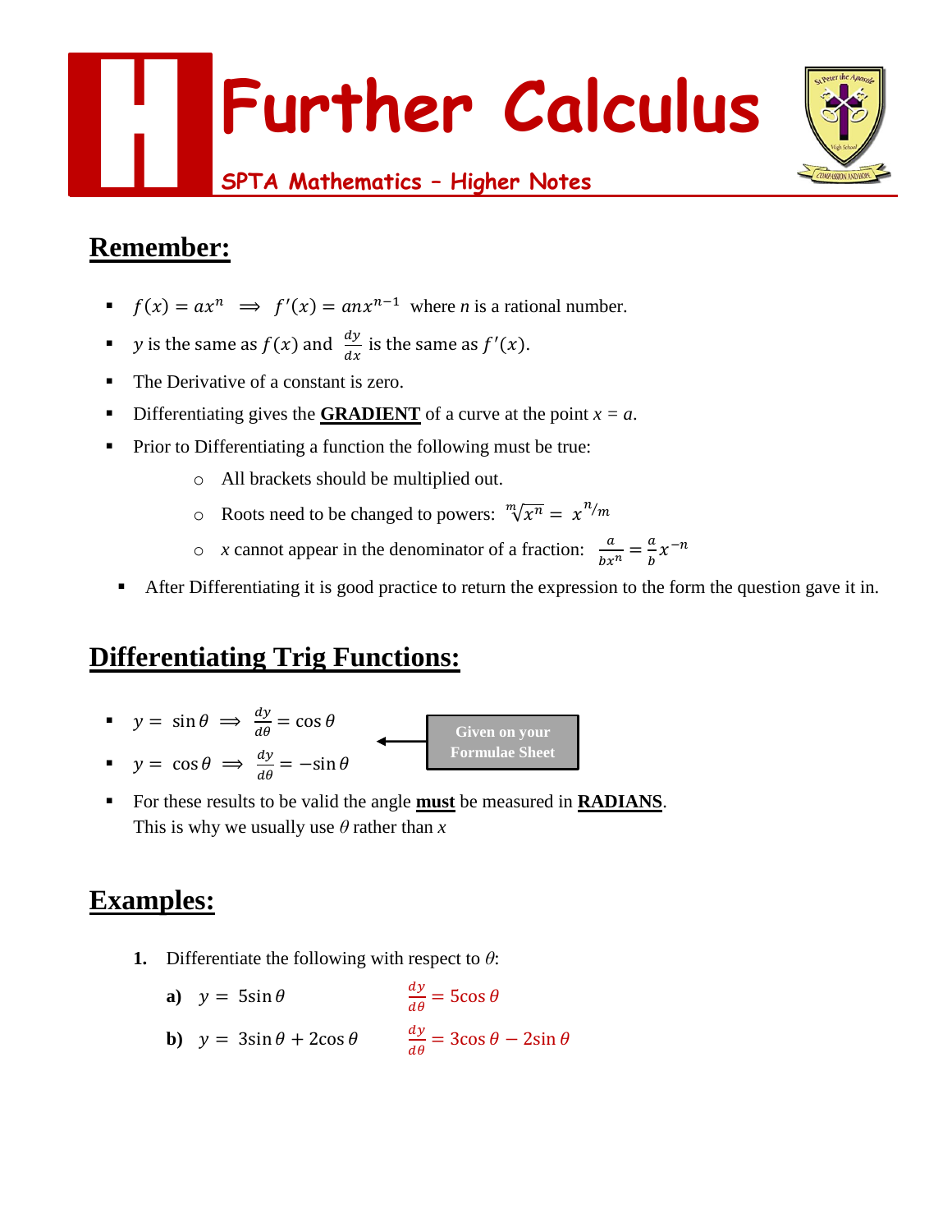# Further Calculus

SPTA Mathematics – Higher Notes

## Remember:

- $f(x) = ax^n \implies f'(x) = anx^{n-1}$ where $n$ is a rational number.
- $y$ is the same as $f(x)$ and $\frac{dy}{dx}$ is the same as $f'(x)$.
- The Derivative of a constant is zero.
- Differentiating gives the **GRADIENT** of a curve at the point $x = a$.
- Prior to Differentiating a function the following must be true:
  - All brackets should be multiplied out.
  - Roots need to be changed to powers: $\sqrt[m]{x^n} = x^{n/m}$
  - $x$ cannot appear in the denominator of a fraction: $\frac{a}{bx^n} = \frac{a}{b}x^{-n}$
- After Differentiating it is good practice to return the expression to the form the question gave it in.

## Differentiating Trig Functions:

- $y = \sin\theta \implies \frac{dy}{d\theta} = \cos\theta$
- $y = \cos\theta \implies \frac{dy}{d\theta} = -\sin\theta$

Given on your Formulae Sheet

- For these results to be valid the angle **must** be measured in **RADIANS**.
  This is why we usually use $\theta$ rather than $x$

## Examples:

**1.** Differentiate the following with respect to $\theta$:

**a)** $y = 5\sin\theta$ $\qquad \frac{dy}{d\theta} = 5\cos\theta$

**b)** $y = 3\sin\theta + 2\cos\theta$ $\qquad \frac{dy}{d\theta} = 3\cos\theta - 2\sin\theta$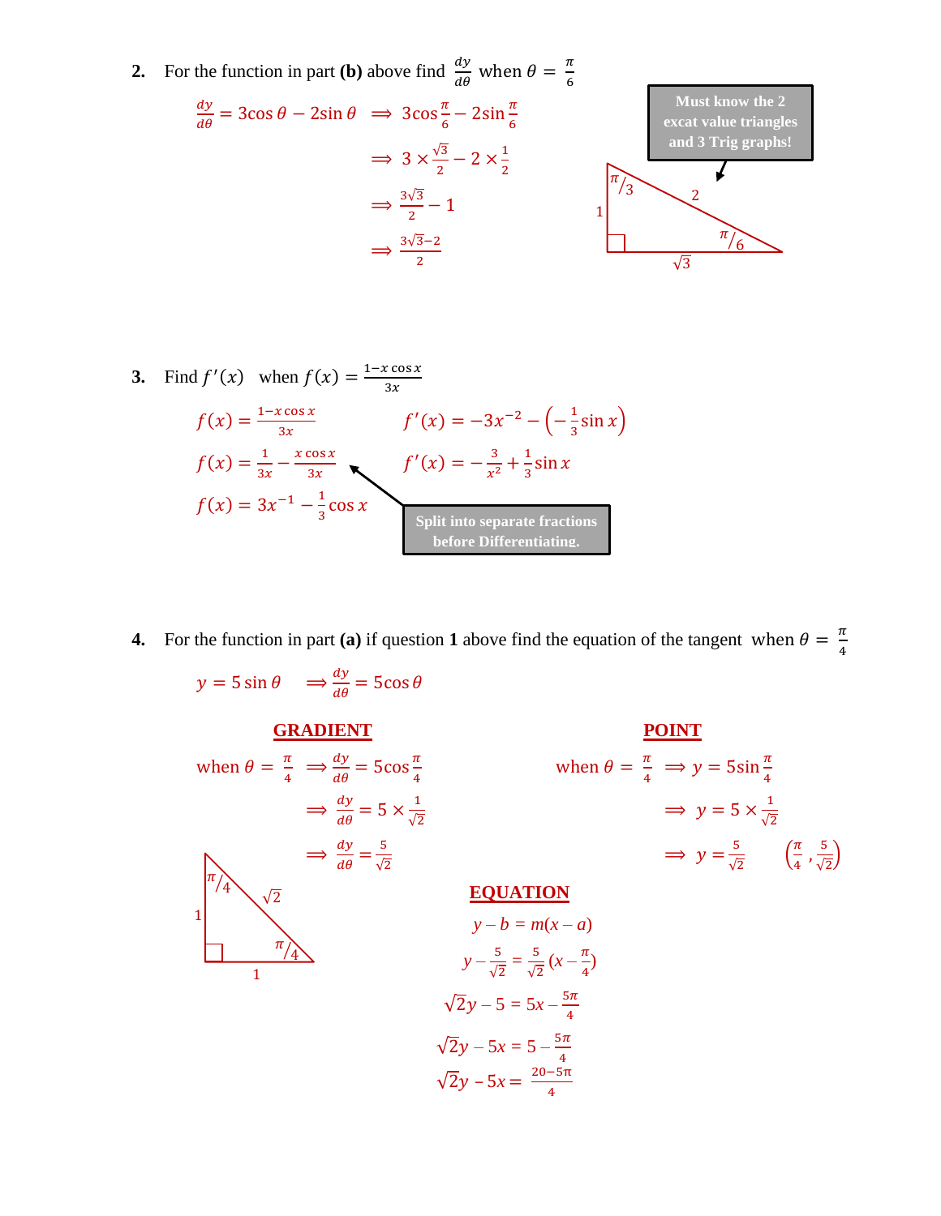**2.** For the function in part **(b)** above find $\frac{dy}{d\theta}$ when $\theta = \frac{\pi}{6}$

$$\frac{dy}{d\theta} = 3\cos\theta - 2\sin\theta \implies 3\cos\frac{\pi}{6} - 2\sin\frac{\pi}{6}$$

$$\implies 3 \times \frac{\sqrt{3}}{2} - 2 \times \frac{1}{2}$$

$$\implies \frac{3\sqrt{3}}{2} - 1$$

$$\implies \frac{3\sqrt{3}-2}{2}$$

Must know the 2 excat value triangles and 3 Trig graphs!

Triangle: sides $1$, $\sqrt{3}$, $2$; angles $\pi/3$, $\pi/6$.

**3.** Find $f'(x)$ when $f(x) = \frac{1 - x\cos x}{3x}$

$$f(x) = \frac{1 - x\cos x}{3x}$$

$$f(x) = \frac{1}{3x} - \frac{x\cos x}{3x}$$

$$f(x) = 3x^{-1} - \frac{1}{3}\cos x$$

$$f'(x) = -3x^{-2} - \left(-\frac{1}{3}\sin x\right)$$

$$f'(x) = -\frac{3}{x^2} + \frac{1}{3}\sin x$$

Split into separate fractions before Differentiating.

**4.** For the function in part **(a)** if question **1** above find the equation of the tangent when $\theta = \frac{\pi}{4}$

$$y = 5\sin\theta \implies \frac{dy}{d\theta} = 5\cos\theta$$

**GRADIENT**

when $\theta = \frac{\pi}{4} \implies \frac{dy}{d\theta} = 5\cos\frac{\pi}{4}$

$$\implies \frac{dy}{d\theta} = 5 \times \frac{1}{\sqrt{2}}$$

$$\implies \frac{dy}{d\theta} = \frac{5}{\sqrt{2}}$$

**POINT**

when $\theta = \frac{\pi}{4} \implies y = 5\sin\frac{\pi}{4}$

$$\implies y = 5 \times \frac{1}{\sqrt{2}}$$

$$\implies y = \frac{5}{\sqrt{2}} \qquad \left(\frac{\pi}{4}, \frac{5}{\sqrt{2}}\right)$$

Triangle: sides $1$, $1$, $\sqrt{2}$; angles $\pi/4$, $\pi/4$.

**EQUATION**

$$y - b = m(x - a)$$

$$y - \frac{5}{\sqrt{2}} = \frac{5}{\sqrt{2}}\left(x - \frac{\pi}{4}\right)$$

$$\sqrt{2}y - 5 = 5x - \frac{5\pi}{4}$$

$$\sqrt{2}y - 5x = 5 - \frac{5\pi}{4}$$

$$\sqrt{2}y - 5x = \frac{20 - 5\pi}{4}$$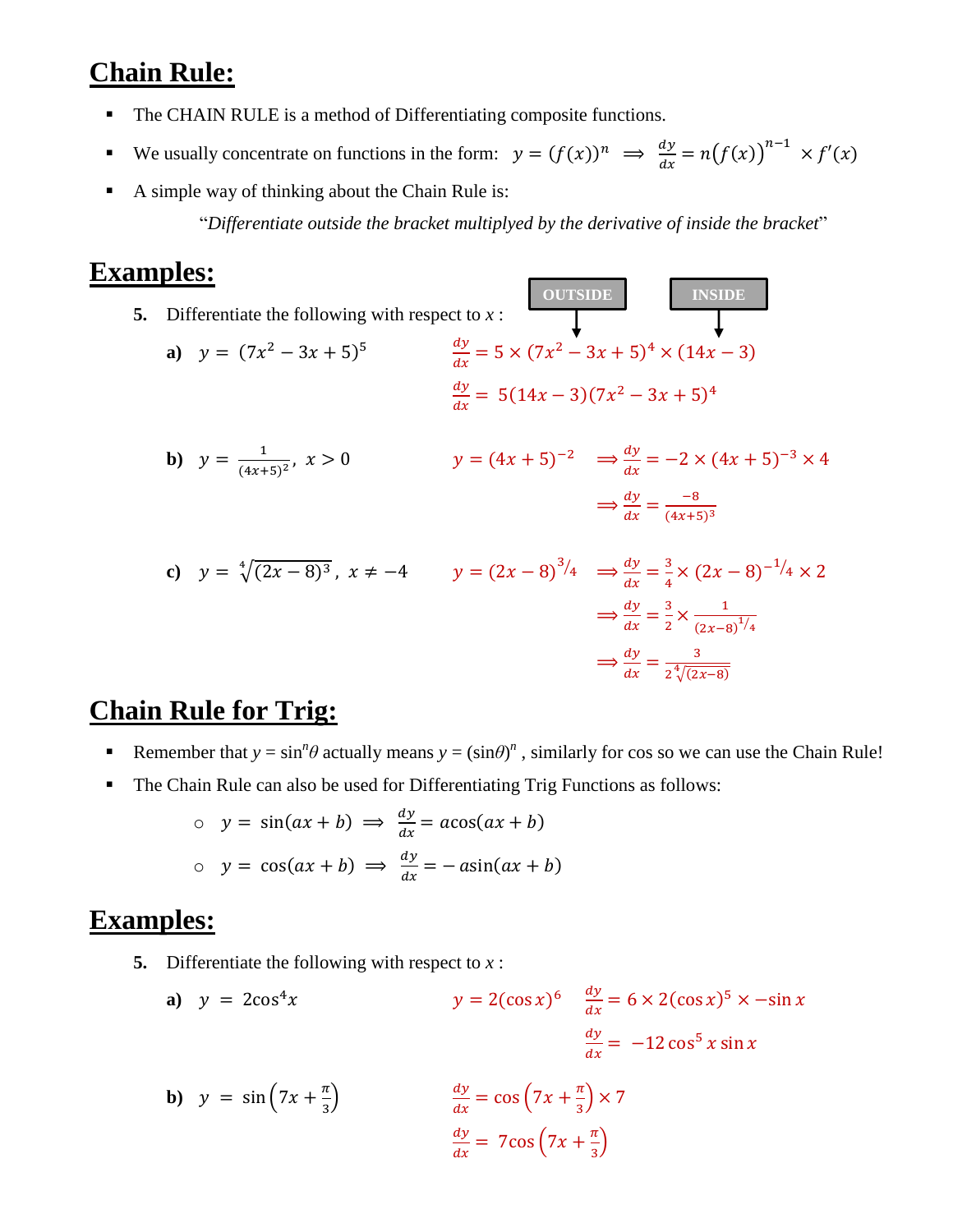## Chain Rule:

- The CHAIN RULE is a method of Differentiating composite functions.
- We usually concentrate on functions in the form: $y = (f(x))^n \implies \frac{dy}{dx} = n\big(f(x)\big)^{n-1} \times f'(x)$
- A simple way of thinking about the Chain Rule is:

  "*Differentiate outside the bracket multiplyed by the derivative of inside the bracket*"

## Examples:

**5.** Differentiate the following with respect to $x$ :

OUTSIDE INSIDE

**a)** $y = (7x^2 - 3x + 5)^5$

$$\frac{dy}{dx} = 5 \times (7x^2 - 3x + 5)^4 \times (14x - 3)$$

$$\frac{dy}{dx} = 5(14x - 3)(7x^2 - 3x + 5)^4$$

**b)** $y = \frac{1}{(4x+5)^2},\ x > 0$

$$y = (4x + 5)^{-2} \implies \frac{dy}{dx} = -2 \times (4x + 5)^{-3} \times 4$$

$$\implies \frac{dy}{dx} = \frac{-8}{(4x+5)^3}$$

**c)** $y = \sqrt[4]{(2x-8)^3},\ x \neq -4$

$$y = (2x - 8)^{3/4} \implies \frac{dy}{dx} = \frac{3}{4} \times (2x - 8)^{-1/4} \times 2$$

$$\implies \frac{dy}{dx} = \frac{3}{2} \times \frac{1}{(2x-8)^{1/4}}$$

$$\implies \frac{dy}{dx} = \frac{3}{2\sqrt[4]{(2x-8)}}$$

## Chain Rule for Trig:

- Remember that $y = \sin^n\theta$ actually means $y = (\sin\theta)^n$ , similarly for cos so we can use the Chain Rule!
- The Chain Rule can also be used for Differentiating Trig Functions as follows:
  - $y = \sin(ax + b) \implies \frac{dy}{dx} = a\cos(ax + b)$
  - $y = \cos(ax + b) \implies \frac{dy}{dx} = -a\sin(ax + b)$

## Examples:

**5.** Differentiate the following with respect to $x$ :

**a)** $y = 2\cos^4 x$

$$y = 2(\cos x)^6 \quad \frac{dy}{dx} = 6 \times 2(\cos x)^5 \times -\sin x$$

$$\frac{dy}{dx} = -12\cos^5 x \sin x$$

**b)** $y = \sin\left(7x + \frac{\pi}{3}\right)$

$$\frac{dy}{dx} = \cos\left(7x + \frac{\pi}{3}\right) \times 7$$

$$\frac{dy}{dx} = 7\cos\left(7x + \frac{\pi}{3}\right)$$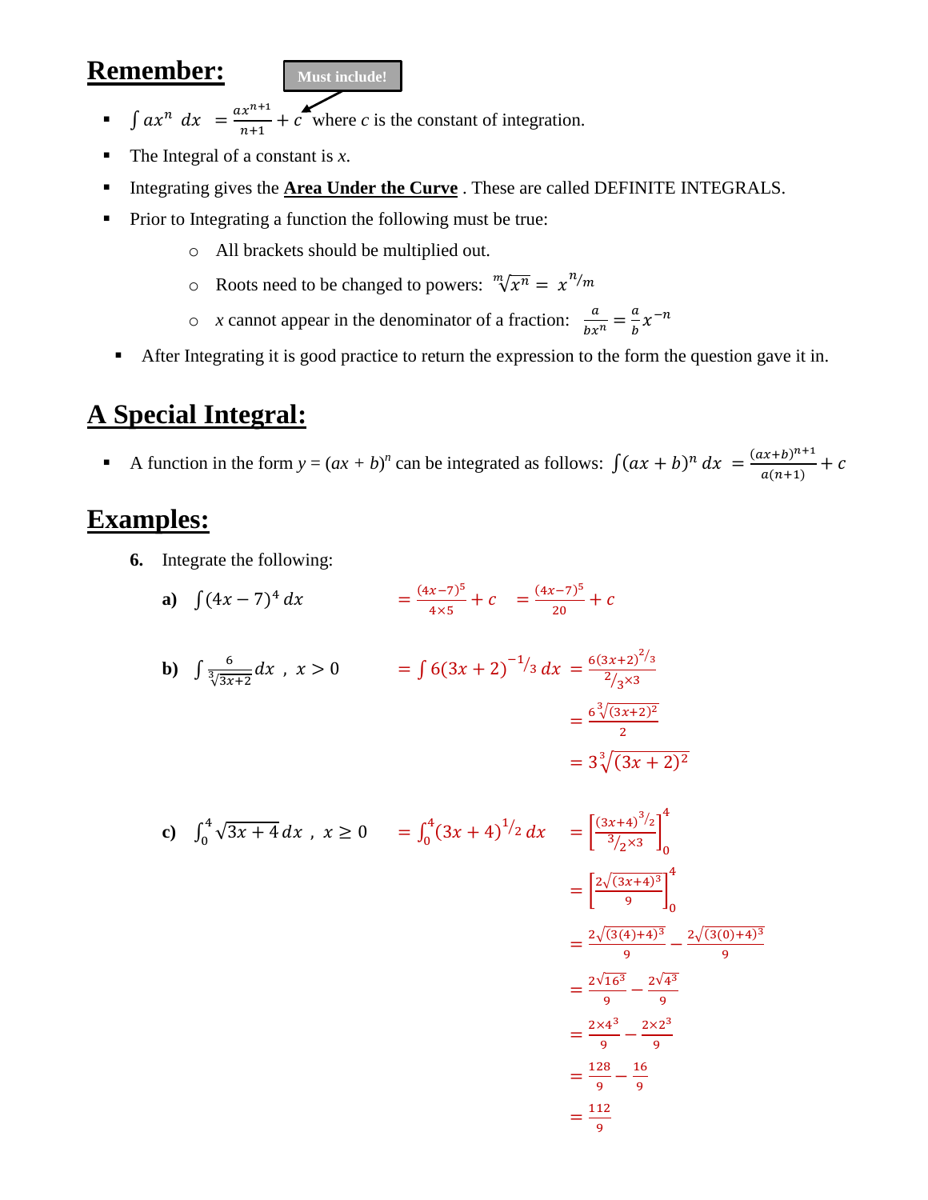## Remember:

Must include!

- $\int ax^n \; dx \;\; = \frac{ax^{n+1}}{n+1} + c$ where $c$ is the constant of integration.
- The Integral of a constant is $x$.
- Integrating gives the **Area Under the Curve** . These are called DEFINITE INTEGRALS.
- Prior to Integrating a function the following must be true:
  - All brackets should be multiplied out.
  - Roots need to be changed to powers: $\sqrt[m]{x^n} = x^{n/m}$
  - $x$ cannot appear in the denominator of a fraction: $\frac{a}{bx^n} = \frac{a}{b}x^{-n}$
- After Integrating it is good practice to return the expression to the form the question gave it in.

## A Special Integral:

- A function in the form $y = (ax + b)^n$ can be integrated as follows: $\int (ax+b)^n \, dx \; = \frac{(ax+b)^{n+1}}{a(n+1)} + c$

## Examples:

6. Integrate the following:

**a)** $\int (4x - 7)^4 \, dx$

$$= \frac{(4x-7)^5}{4 \times 5} + c \quad = \frac{(4x-7)^5}{20} + c$$

**b)** $\int \frac{6}{\sqrt[3]{3x+2}} dx \;,\; x > 0$

$$= \int 6(3x+2)^{-1/3} \, dx = \frac{6(3x+2)^{2/3}}{2/3 \times 3}$$

$$= \frac{6\sqrt[3]{(3x+2)^2}}{2}$$

$$= 3\sqrt[3]{(3x+2)^2}$$

**c)** $\int_0^4 \sqrt{3x+4} \, dx \;,\; x \geq 0$

$$= \int_0^4 (3x+4)^{1/2} \, dx = \left[\frac{(3x+4)^{3/2}}{3/2 \times 3}\right]_0^4$$

$$= \left[\frac{2\sqrt{(3x+4)^3}}{9}\right]_0^4$$

$$= \frac{2\sqrt{(3(4)+4)^3}}{9} - \frac{2\sqrt{(3(0)+4)^3}}{9}$$

$$= \frac{2\sqrt{16^3}}{9} - \frac{2\sqrt{4^3}}{9}$$

$$= \frac{2 \times 4^3}{9} - \frac{2 \times 2^3}{9}$$

$$= \frac{128}{9} - \frac{16}{9}$$

$$= \frac{112}{9}$$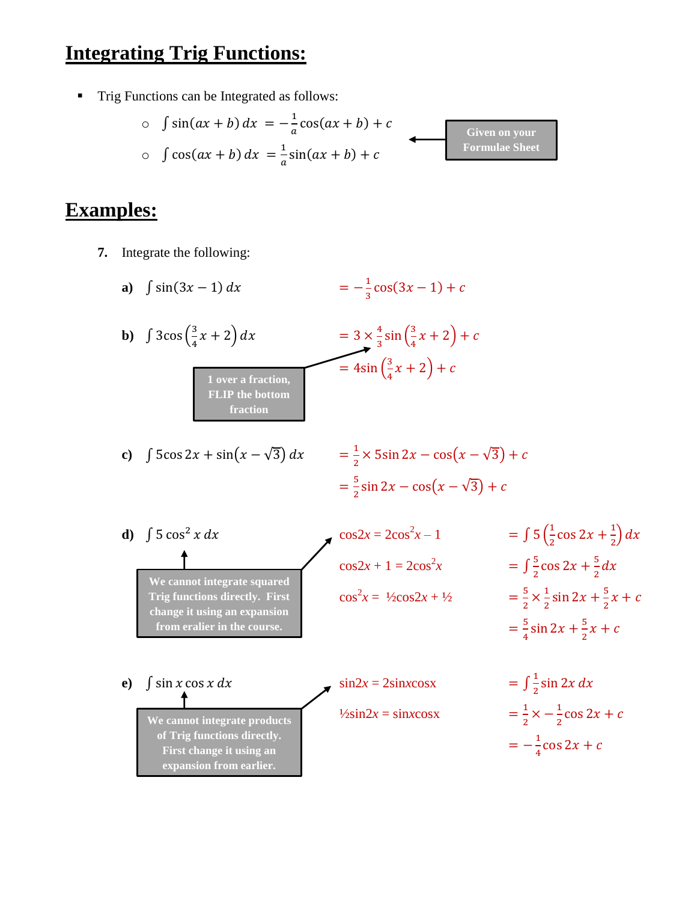# Integrating Trig Functions:

- Trig Functions can be Integrated as follows:
  - $\int \sin(ax+b)\,dx = -\frac{1}{a}\cos(ax+b) + c$
  - $\int \cos(ax+b)\,dx = \frac{1}{a}\sin(ax+b) + c$

**Given on your Formulae Sheet**

# Examples:

**7.** Integrate the following:

**a)** $\int \sin(3x-1)\,dx$

$$= -\frac{1}{3}\cos(3x-1) + c$$

**b)** $\int 3\cos\left(\frac{3}{4}x + 2\right)dx$

$$= 3 \times \frac{4}{3}\sin\left(\frac{3}{4}x+2\right) + c$$

$$= 4\sin\left(\frac{3}{4}x+2\right) + c$$

**1 over a fraction, FLIP the bottom fraction**

**c)** $\int 5\cos 2x + \sin\left(x - \sqrt{3}\right)dx$

$$= \frac{1}{2} \times 5\sin 2x - \cos\left(x-\sqrt{3}\right) + c$$

$$= \frac{5}{2}\sin 2x - \cos\left(x-\sqrt{3}\right) + c$$

**d)** $\int 5\cos^2 x\,dx$

**We cannot integrate squared Trig functions directly. First change it using an expansion from eralier in the course.**

$\cos 2x = 2\cos^2 x - 1$

$\cos 2x + 1 = 2\cos^2 x$

$\cos^2 x = \frac{1}{2}\cos 2x + \frac{1}{2}$

$$= \int 5\left(\frac{1}{2}\cos 2x + \frac{1}{2}\right)dx$$

$$= \int \frac{5}{2}\cos 2x + \frac{5}{2}\,dx$$

$$= \frac{5}{2} \times \frac{1}{2}\sin 2x + \frac{5}{2}x + c$$

$$= \frac{5}{4}\sin 2x + \frac{5}{2}x + c$$

**e)** $\int \sin x \cos x\,dx$

**We cannot integrate products of Trig functions directly. First change it using an expansion from earlier.**

$\sin 2x = 2\sin x\cos x$

$\frac{1}{2}\sin 2x = \sin x\cos x$

$$= \int \frac{1}{2}\sin 2x\,dx$$

$$= \frac{1}{2} \times -\frac{1}{2}\cos 2x + c$$

$$= -\frac{1}{4}\cos 2x + c$$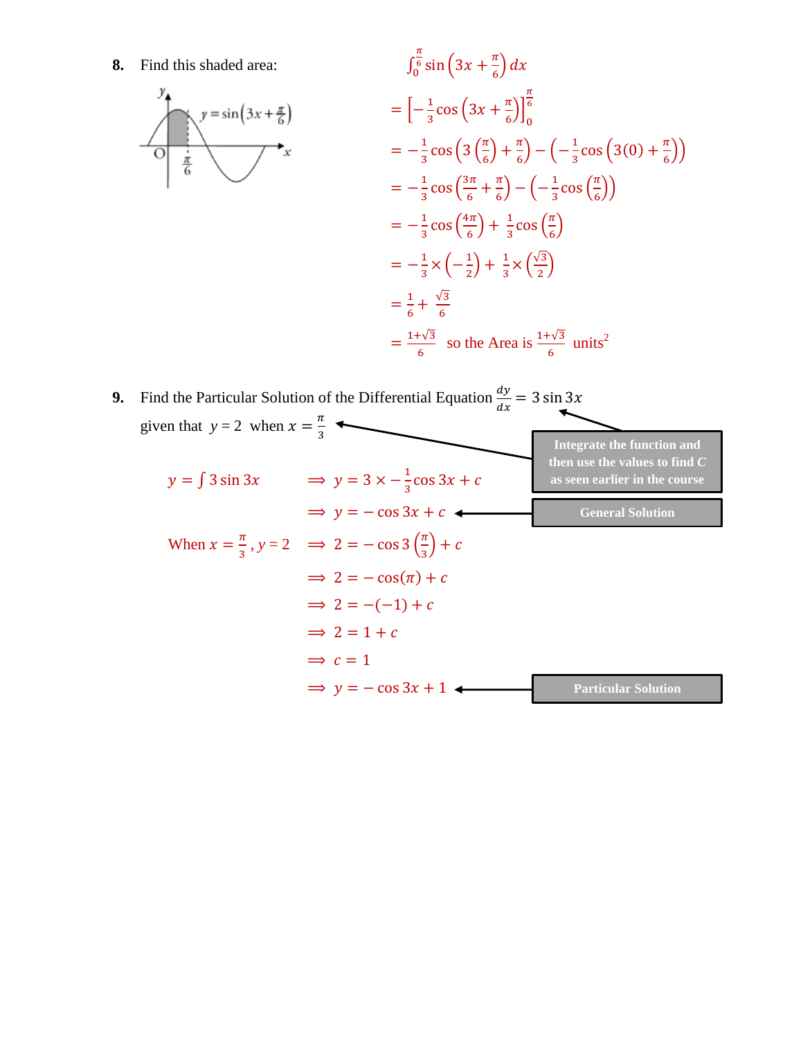**8.** Find this shaded area:

$y = \sin\left(3x + \frac{\pi}{6}\right)$

O

$\frac{\pi}{6}$

$x$

$y$

$$\int_0^{\frac{\pi}{6}} \sin\left(3x + \frac{\pi}{6}\right) dx$$

$$= \left[-\frac{1}{3}\cos\left(3x + \frac{\pi}{6}\right)\right]_0^{\frac{\pi}{6}}$$

$$= -\frac{1}{3}\cos\left(3\left(\frac{\pi}{6}\right) + \frac{\pi}{6}\right) - \left(-\frac{1}{3}\cos\left(3(0) + \frac{\pi}{6}\right)\right)$$

$$= -\frac{1}{3}\cos\left(\frac{3\pi}{6} + \frac{\pi}{6}\right) - \left(-\frac{1}{3}\cos\left(\frac{\pi}{6}\right)\right)$$

$$= -\frac{1}{3}\cos\left(\frac{4\pi}{6}\right) + \frac{1}{3}\cos\left(\frac{\pi}{6}\right)$$

$$= -\frac{1}{3} \times \left(-\frac{1}{2}\right) + \frac{1}{3} \times \left(\frac{\sqrt{3}}{2}\right)$$

$$= \frac{1}{6} + \frac{\sqrt{3}}{6}$$

$= \frac{1+\sqrt{3}}{6}$ so the Area is $\frac{1+\sqrt{3}}{6}$ units$^2$

**9.** Find the Particular Solution of the Differential Equation $\frac{dy}{dx} = 3\sin 3x$ given that $y = 2$ when $x = \frac{\pi}{3}$

**Integrate the function and then use the values to find $C$ as seen earlier in the course**

$y = \int 3\sin 3x \quad \Longrightarrow \; y = 3 \times -\frac{1}{3}\cos 3x + c$

$\Longrightarrow \; y = -\cos 3x + c$ ← **General Solution**

When $x = \frac{\pi}{3}, y = 2 \quad \Longrightarrow \; 2 = -\cos 3\left(\frac{\pi}{3}\right) + c$

$\Longrightarrow \; 2 = -\cos(\pi) + c$

$\Longrightarrow \; 2 = -(-1) + c$

$\Longrightarrow \; 2 = 1 + c$

$\Longrightarrow \; c = 1$

$\Longrightarrow \; y = -\cos 3x + 1$ ← **Particular Solution**